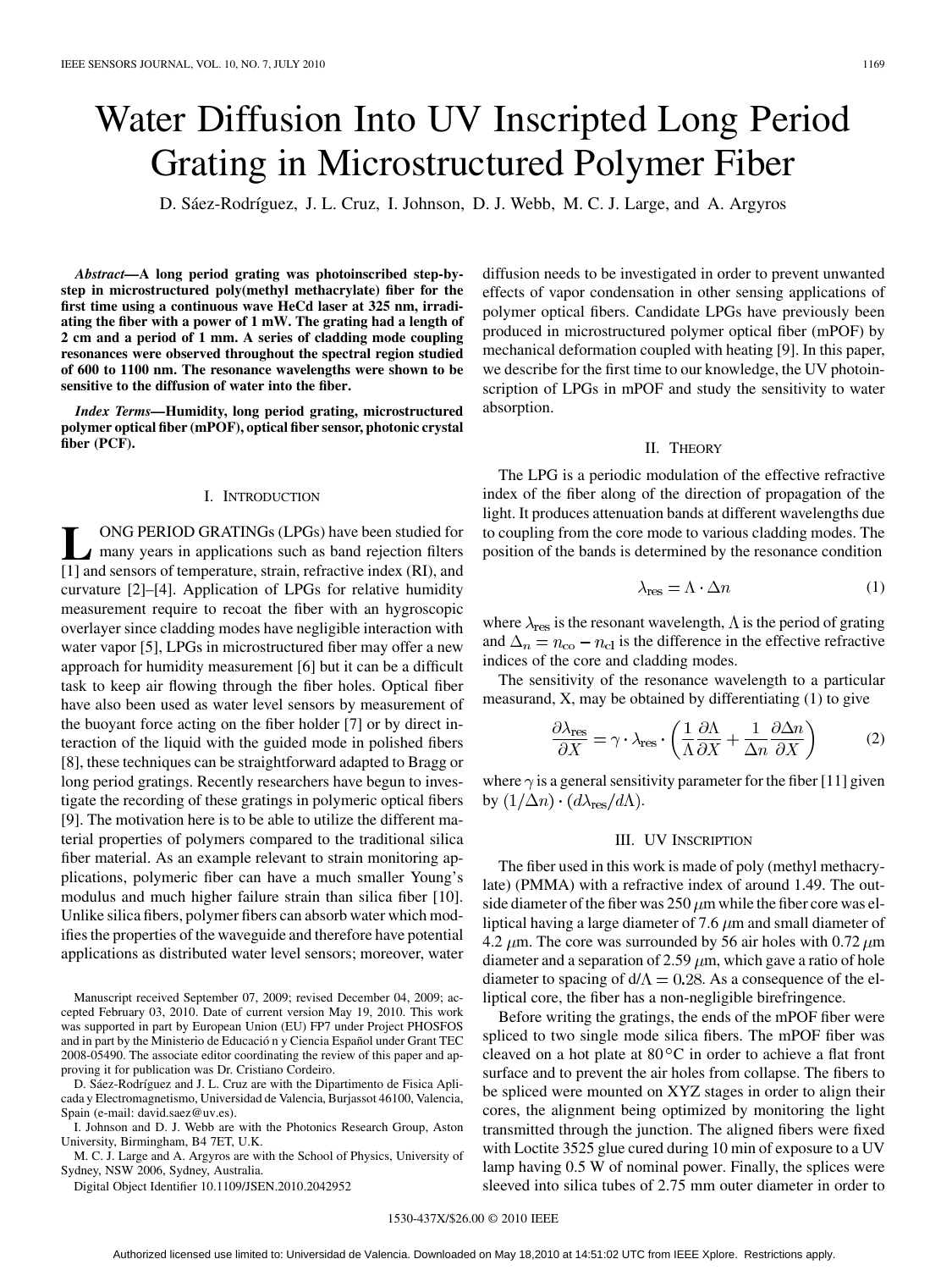# Water Diffusion Into UV Inscripted Long Period Grating in Microstructured Polymer Fiber

D. Sáez-Rodríguez, J. L. Cruz, I. Johnson, D. J. Webb, M. C. J. Large, and A. Argyros

***Abstract*—A long period grating was photoinscribed step-by-step in microstructured poly(methyl methacrylate) fiber for the first time using a continuous wave HeCd laser at 325 nm, irradiating the fiber with a power of 1 mW. The grating had a length of 2 cm and a period of 1 mm. A series of cladding mode coupling resonances were observed throughout the spectral region studied of 600 to 1100 nm. The resonance wavelengths were shown to be sensitive to the diffusion of water into the fiber.**

***Index Terms*—Humidity, long period grating, microstructured polymer optical fiber (mPOF), optical fiber sensor, photonic crystal fiber (PCF).**

## I. Introduction

LONG PERIOD GRATINGs (LPGs) have been studied for many years in applications such as band rejection filters [1] and sensors of temperature, strain, refractive index (RI), and curvature [2]–[4]. Application of LPGs for relative humidity measurement require to recoat the fiber with an hygroscopic overlayer since cladding modes have negligible interaction with water vapor [5], LPGs in microstructured fiber may offer a new approach for humidity measurement [6] but it can be a difficult task to keep air flowing through the fiber holes. Optical fiber have also been used as water level sensors by measurement of the buoyant force acting on the fiber holder [7] or by direct interaction of the liquid with the guided mode in polished fibers [8], these techniques can be straightforward adapted to Bragg or long period gratings. Recently researchers have begun to investigate the recording of these gratings in polymeric optical fibers [9]. The motivation here is to be able to utilize the different material properties of polymers compared to the traditional silica fiber material. As an example relevant to strain monitoring applications, polymeric fiber can have a much smaller Young's modulus and much higher failure strain than silica fiber [10]. Unlike silica fibers, polymer fibers can absorb water which modifies the properties of the waveguide and therefore have potential applications as distributed water level sensors; moreover, water diffusion needs to be investigated in order to prevent unwanted effects of vapor condensation in other sensing applications of polymer optical fibers. Candidate LPGs have previously been produced in microstructured polymer optical fiber (mPOF) by mechanical deformation coupled with heating [9]. In this paper, we describe for the first time to our knowledge, the UV photoinscription of LPGs in mPOF and study the sensitivity to water absorption.

## II. Theory

The LPG is a periodic modulation of the effective refractive index of the fiber along of the direction of propagation of the light. It produces attenuation bands at different wavelengths due to coupling from the core mode to various cladding modes. The position of the bands is determined by the resonance condition

$$\lambda_{\text{res}} = \Lambda \cdot \Delta n \tag{1}$$

where $\lambda_{\text{res}}$ is the resonant wavelength, $\Lambda$ is the period of grating and $\Delta_n = n_{\text{co}} - n_{\text{cl}}$ is the difference in the effective refractive indices of the core and cladding modes.

The sensitivity of the resonance wavelength to a particular measurand, X, may be obtained by differentiating (1) to give

$$\frac{\partial \lambda_{\text{res}}}{\partial X} = \gamma \cdot \lambda_{\text{res}} \cdot \left( \frac{1}{\Lambda} \frac{\partial \Lambda}{\partial X} + \frac{1}{\Delta n} \frac{\partial \Delta n}{\partial X} \right) \tag{2}$$

where $\gamma$ is a general sensitivity parameter for the fiber [11] given by $(1/\Delta n) \cdot (d\lambda_{\text{res}}/d\Lambda)$.

## III. UV Inscription

The fiber used in this work is made of poly (methyl methacrylate) (PMMA) with a refractive index of around 1.49. The outside diameter of the fiber was 250 $\mu$m while the fiber core was elliptical having a large diameter of 7.6 $\mu$m and small diameter of 4.2 $\mu$m. The core was surrounded by 56 air holes with 0.72 $\mu$m diameter and a separation of 2.59 $\mu$m, which gave a ratio of hole diameter to spacing of $d/\Lambda = 0.28$. As a consequence of the elliptical core, the fiber has a non-negligible birefringence.

Before writing the gratings, the ends of the mPOF fiber were spliced to two single mode silica fibers. The mPOF fiber was cleaved on a hot plate at 80 °C in order to achieve a flat front surface and to prevent the air holes from collapse. The fibers to be spliced were mounted on XYZ stages in order to align their cores, the alignment being optimized by monitoring the light transmitted through the junction. The aligned fibers were fixed with Loctite 3525 glue cured during 10 min of exposure to a UV lamp having 0.5 W of nominal power. Finally, the splices were sleeved into silica tubes of 2.75 mm outer diameter in order to

Manuscript received September 07, 2009; revised December 04, 2009; accepted February 03, 2010. Date of current version May 19, 2010. This work was supported in part by European Union (EU) FP7 under Project PHOSFOS and in part by the Ministerio de Educació n y Ciencia Español under Grant TEC 2008-05490. The associate editor coordinating the review of this paper and approving it for publication was Dr. Cristiano Cordeiro.

D. Sáez-Rodríguez and J. L. Cruz are with the Dipartimento de Fisica Aplicada y Electromagnetismo, Universidad de Valencia, Burjassot 46100, Valencia, Spain (e-mail: david.saez@uv.es).

I. Johnson and D. J. Webb are with the Photonics Research Group, Aston University, Birmingham, B4 7ET, U.K.

M. C. J. Large and A. Argyros are with the School of Physics, University of Sydney, NSW 2006, Sydney, Australia.

Digital Object Identifier 10.1109/JSEN.2010.2042952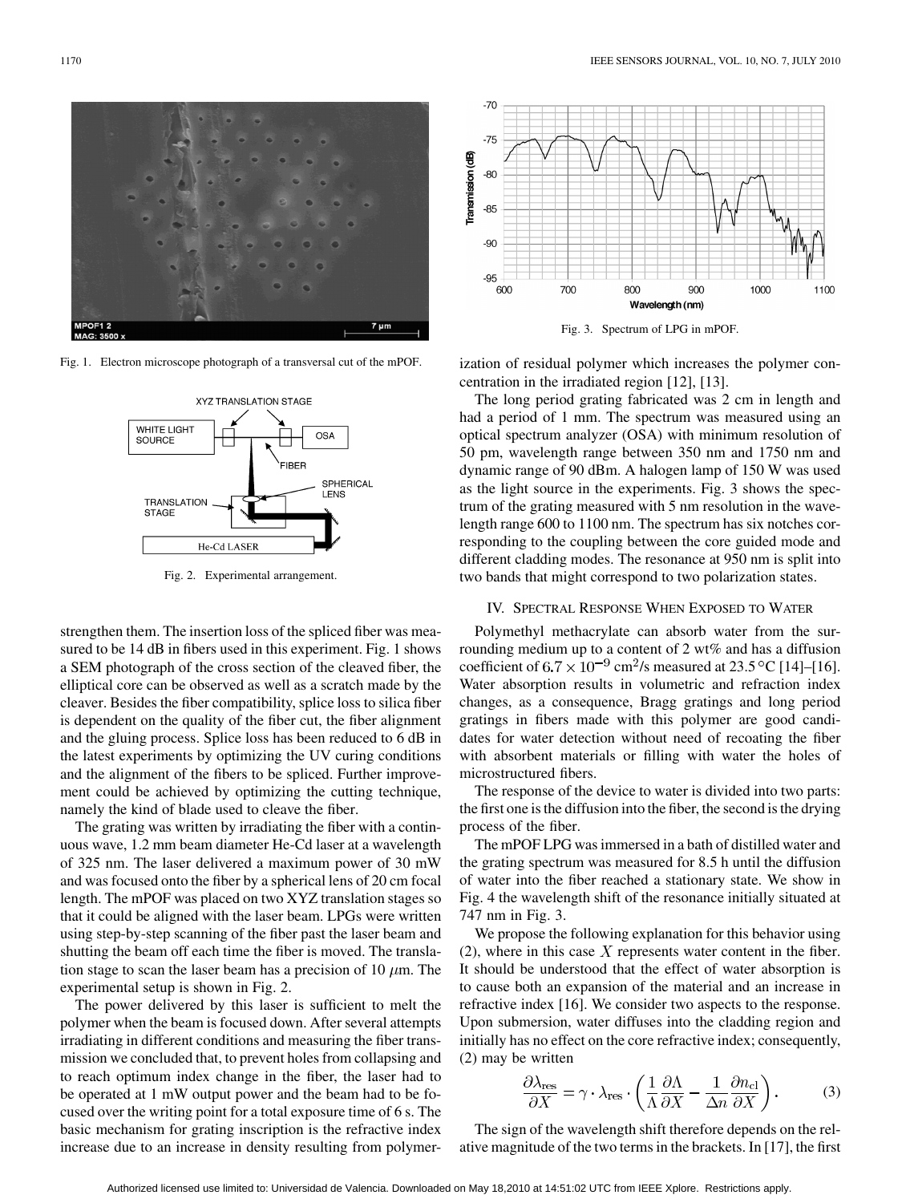Fig. 1. Electron microscope photograph of a transversal cut of the mPOF.

Fig. 2. Experimental arrangement.

strengthen them. The insertion loss of the spliced fiber was measured to be 14 dB in fibers used in this experiment. Fig. 1 shows a SEM photograph of the cross section of the cleaved fiber, the elliptical core can be observed as well as a scratch made by the cleaver. Besides the fiber compatibility, splice loss to silica fiber is dependent on the quality of the fiber cut, the fiber alignment and the gluing process. Splice loss has been reduced to 6 dB in the latest experiments by optimizing the UV curing conditions and the alignment of the fibers to be spliced. Further improvement could be achieved by optimizing the cutting technique, namely the kind of blade used to cleave the fiber.

The grating was written by irradiating the fiber with a continuous wave, 1.2 mm beam diameter He-Cd laser at a wavelength of 325 nm. The laser delivered a maximum power of 30 mW and was focused onto the fiber by a spherical lens of 20 cm focal length. The mPOF was placed on two XYZ translation stages so that it could be aligned with the laser beam. LPGs were written using step-by-step scanning of the fiber past the laser beam and shutting the beam off each time the fiber is moved. The translation stage to scan the laser beam has a precision of 10 $\mu$m. The experimental setup is shown in Fig. 2.

The power delivered by this laser is sufficient to melt the polymer when the beam is focused down. After several attempts irradiating in different conditions and measuring the fiber transmission we concluded that, to prevent holes from collapsing and to reach optimum index change in the fiber, the laser had to be operated at 1 mW output power and the beam had to be focused over the writing point for a total exposure time of 6 s. The basic mechanism for grating inscription is the refractive index increase due to an increase in density resulting from polymerization of residual polymer which increases the polymer concentration in the irradiated region [12], [13].

Fig. 3. Spectrum of LPG in mPOF.

The long period grating fabricated was 2 cm in length and had a period of 1 mm. The spectrum was measured using an optical spectrum analyzer (OSA) with minimum resolution of 50 pm, wavelength range between 350 nm and 1750 nm and dynamic range of 90 dBm. A halogen lamp of 150 W was used as the light source in the experiments. Fig. 3 shows the spectrum of the grating measured with 5 nm resolution in the wavelength range 600 to 1100 nm. The spectrum has six notches corresponding to the coupling between the core guided mode and different cladding modes. The resonance at 950 nm is split into two bands that might correspond to two polarization states.

## IV. Spectral Response When Exposed to Water

Polymethyl methacrylate can absorb water from the surrounding medium up to a content of 2 wt% and has a diffusion coefficient of $6.7 \times 10^{-9}$ cm$^2$/s measured at 23.5 °C [14]–[16]. Water absorption results in volumetric and refraction index changes, as a consequence, Bragg gratings and long period gratings in fibers made with this polymer are good candidates for water detection without need of recoating the fiber with absorbent materials or filling with water the holes of microstructured fibers.

The response of the device to water is divided into two parts: the first one is the diffusion into the fiber, the second is the drying process of the fiber.

The mPOF LPG was immersed in a bath of distilled water and the grating spectrum was measured for 8.5 h until the diffusion of water into the fiber reached a stationary state. We show in Fig. 4 the wavelength shift of the resonance initially situated at 747 nm in Fig. 3.

We propose the following explanation for this behavior using (2), where in this case $X$ represents water content in the fiber. It should be understood that the effect of water absorption is to cause both an expansion of the material and an increase in refractive index [16]. We consider two aspects to the response. Upon submersion, water diffuses into the cladding region and initially has no effect on the core refractive index; consequently, (2) may be written

$$\frac{\partial \lambda_{\mathrm{res}}}{\partial X} = \gamma \cdot \lambda_{\mathrm{res}} \cdot \left( \frac{1}{\Lambda} \frac{\partial \Lambda}{\partial X} - \frac{1}{\Delta n} \frac{\partial n_{\mathrm{cl}}}{\partial X} \right). \tag{3}$$

The sign of the wavelength shift therefore depends on the relative magnitude of the two terms in the brackets. In [17], the first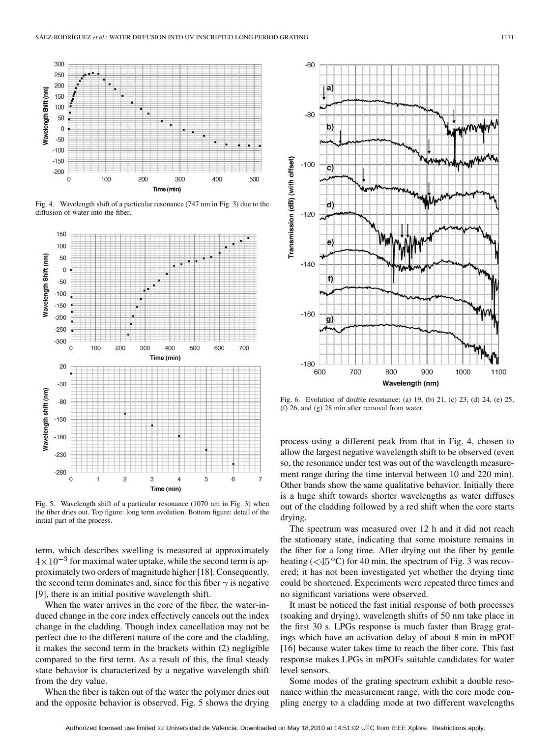Fig. 4. Wavelength shift of a particular resonance (747 nm in Fig. 3) due to the diffusion of water into the fiber.

Fig. 5. Wavelength shift of a particular resonance (1070 nm in Fig. 3) when the fiber dries out. Top figure: long term evolution. Bottom figure: detail of the initial part of the process.

term, which describes swelling is measured at approximately $4\times10^{-3}$ for maximal water uptake, while the second term is approximately two orders of magnitude higher [18]. Consequently, the second term dominates and, since for this fiber $\gamma$ is negative [9], there is an initial positive wavelength shift.

When the water arrives in the core of the fiber, the water-induced change in the core index effectively cancels out the index change in the cladding. Though index cancellation may not be perfect due to the different nature of the core and the cladding, it makes the second term in the brackets within (2) negligible compared to the first term. As a result of this, the final steady state behavior is characterized by a negative wavelength shift from the dry value.

When the fiber is taken out of the water the polymer dries out and the opposite behavior is observed. Fig. 5 shows the drying process using a different peak from that in Fig. 4, chosen to allow the largest negative wavelength shift to be observed (even so, the resonance under test was out of the wavelength measurement range during the time interval between 10 and 220 min). Other bands show the same qualitative behavior. Initially there is a huge shift towards shorter wavelengths as water diffuses out of the cladding followed by a red shift when the core starts drying.

Fig. 6. Evolution of double resonance: (a) 19, (b) 21, (c) 23, (d) 24, (e) 25, (f) 26, and (g) 28 min after removal from water.

The spectrum was measured over 12 h and it did not reach the stationary state, indicating that some moisture remains in the fiber for a long time. After drying out the fiber by gentle heating ($<45\,^{\circ}$C) for 40 min, the spectrum of Fig. 3 was recovered; it has not been investigated yet whether the drying time could be shortened. Experiments were repeated three times and no significant variations were observed.

It must be noticed the fast initial response of both processes (soaking and drying), wavelength shifts of 50 nm take place in the first 30 s. LPGs response is much faster than Bragg gratings which have an activation delay of about 8 min in mPOF [16] because water takes time to reach the fiber core. This fast response makes LPGs in mPOFs suitable candidates for water level sensors.

Some modes of the grating spectrum exhibit a double resonance within the measurement range, with the core mode coupling energy to a cladding mode at two different wavelengths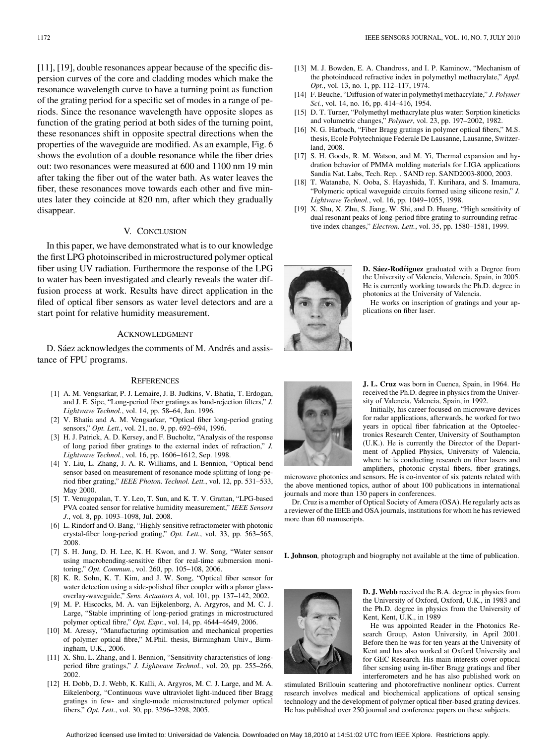[11], [19], double resonances appear because of the specific dispersion curves of the core and cladding modes which make the resonance wavelength curve to have a turning point as function of the grating period for a specific set of modes in a range of periods. Since the resonance wavelength have opposite slopes as function of the grating period at both sides of the turning point, these resonances shift in opposite spectral directions when the properties of the waveguide are modified. As an example, Fig. 6 shows the evolution of a double resonance while the fiber dries out: two resonances were measured at 600 and 1100 nm 19 min after taking the fiber out of the water bath. As water leaves the fiber, these resonances move towards each other and five minutes later they coincide at 820 nm, after which they gradually disappear.

## V. Conclusion

In this paper, we have demonstrated what is to our knowledge the first LPG photoinscribed in microstructured polymer optical fiber using UV radiation. Furthermore the response of the LPG to water has been investigated and clearly reveals the water diffusion process at work. Results have direct application in the filed of optical fiber sensors as water level detectors and are a start point for relative humidity measurement.

## Acknowledgment

D. Sáez acknowledges the comments of M. Andrés and assistance of FPU programs.

## References

[1] A. M. Vengsarkar, P. J. Lemaire, J. B. Judkins, V. Bhatia, T. Erdogan, and J. E. Sipe, "Long-period fiber gratings as band-rejection filters," *J. Lightwave Technol.*, vol. 14, pp. 58–64, Jan. 1996.

[2] V. Bhatia and A. M. Vengsarkar, "Optical fiber long-period grating sensors," *Opt. Lett.*, vol. 21, no. 9, pp. 692–694, 1996.

[3] H. J. Patrick, A. D. Kersey, and F. Bucholtz, "Analysis of the response of long period fiber gratings to the external index of refraction," *J. Lightwave Technol.*, vol. 16, pp. 1606–1612, Sep. 1998.

[4] Y. Liu, L. Zhang, J. A. R. Williams, and I. Bennion, "Optical bend sensor based on measurement of resonance mode splitting of long-period fiber grating," *IEEE Photon. Technol. Lett.*, vol. 12, pp. 531–533, May 2000.

[5] T. Venugopalan, T. Y. Leo, T. Sun, and K. T. V. Grattan, "LPG-based PVA coated sensor for relative humidity measurement," *IEEE Sensors J.*, vol. 8, pp. 1093–1098, Jul. 2008.

[6] L. Rindorf and O. Bang, "Highly sensitive refractometer with photonic crystal-fiber long-period grating," *Opt. Lett.*, vol. 33, pp. 563–565, 2008.

[7] S. H. Jung, D. H. Lee, K. H. Kwon, and J. W. Song, "Water sensor using macrobending-sensitive fiber for real-time submersion monitoring," *Opt. Commun.*, vol. 260, pp. 105–108, 2006.

[8] K. R. Sohn, K. T. Kim, and J. W. Song, "Optical fiber sensor for water detection using a side-polished fiber coupler with a planar glass-overlay-waveguide," *Sens. Actuators A*, vol. 101, pp. 137–142, 2002.

[9] M. P. Hiscocks, M. A. van Eijkelenborg, A. Argyros, and M. C. J. Large, "Stable imprinting of long-period gratings in microstructured polymer optical fibre," *Opt. Expr.*, vol. 14, pp. 4644–4649, 2006.

[10] M. Aressy, "Manufacturing optimisation and mechanical properties of polymer optical fibre," M.Phil. thesis, Birmingham Univ., Birmingham, U.K., 2006.

[11] X. Shu, L. Zhang, and I. Bennion, "Sensitivity characteristics of long-period fibre gratings," *J. Lightwave Technol.*, vol. 20, pp. 255–266, 2002.

[12] H. Dobb, D. J. Webb, K. Kalli, A. Argyros, M. C. J. Large, and M. A. Eikelenborg, "Continuous wave ultraviolet light-induced fiber Bragg gratings in few- and single-mode microstructured polymer optical fibers," *Opt. Lett.*, vol. 30, pp. 3296–3298, 2005.

[13] M. J. Bowden, E. A. Chandross, and I. P. Kaminow, "Mechanism of the photoinduced refractive index in polymethyl methacrylate," *Appl. Opt.*, vol. 13, no. 1, pp. 112–117, 1974.

[14] F. Beuche, "Diffusion of water in polymethyl methacrylate," *J. Polymer Sci.*, vol. 14, no. 16, pp. 414–416, 1954.

[15] D. T. Turner, "Polymethyl methacrylate plus water: Sorption kineticks and volumetric changes," *Polymer*, vol. 23, pp. 197–2002, 1982.

[16] N. G. Harbach, "Fiber Bragg gratings in polymer optical fibers," M.S. thesis, Ecole Polytechnique Federale De Lausanne, Lausanne, Switzerland, 2008.

[17] S. H. Goods, R. M. Watson, and M. Yi, Thermal expansion and hydration behavior of PMMA molding materials for LIGA applications Sandia Nat. Labs, Tech. Rep. . SAND rep. SAND2003-8000, 2003.

[18] T. Watanabe, N. Ooba, S. Hayashida, T. Kurihara, and S. Imamura, "Polymeric optical waveguide circuits formed using silicone resin," *J. Lightwave Technol.*, vol. 16, pp. 1049–1055, 1998.

[19] X. Shu, X. Zhu, S. Jiang, W. Shi, and D. Huang, "High sensitivity of dual resonant peaks of long-period fibre grating to surrounding refractive index changes," *Electron. Lett.*, vol. 35, pp. 1580–1581, 1999.

**D. Sáez-Rodŕiguez** graduated with a Degree from the University of Valencia, Valencia, Spain, in 2005. He is currently working towards the Ph.D. degree in photonics at the University of Valencia.

He works on inscription of gratings and your applications on fiber laser.

**J. L. Cruz** was born in Cuenca, Spain, in 1964. He received the Ph.D. degree in physics from the University of Valencia, Valencia, Spain, in 1992.

Initially, his career focused on microwave devices for radar applications, afterwards, he worked for two years in optical fiber fabrication at the Optoelectronics Research Center, University of Southampton (U.K.). He is currently the Director of the Department of Applied Physics, University of Valencia, where he is conducting research on fiber lasers and amplifiers, photonic crystal fibers, fiber gratings, microwave photonics and sensors. He is co-inventor of six patents related with the above mentioned topics, author of about 100 publications in international journals and more than 130 papers in conferences.

Dr. Cruz is a member of Optical Society of Amera (OSA). He regularly acts as a reviewer of the IEEE and OSA journals, institutions for whom he has reviewed more than 60 manuscripts.

**I. Johnson**, photograph and biography not available at the time of publication.

**D. J. Webb** received the B.A. degree in physics from the University of Oxford, Oxford, U.K., in 1983 and the Ph.D. degree in physics from the University of Kent, Kent, U.K., in 1989

He was appointed Reader in the Photonics Research Group, Aston University, in April 2001. Before then he was for ten years at the University of Kent and has also worked at Oxford University and for GEC Research. His main interests cover optical fiber sensing using in-fiber Bragg gratings and fiber interferometers and he has also published work on stimulated Brillouin scattering and photorefractive nonlinear optics. Current research involves medical and biochemical applications of optical sensing technology and the development of polymer optical fiber-based grating devices. He has published over 250 journal and conference papers on these subjects.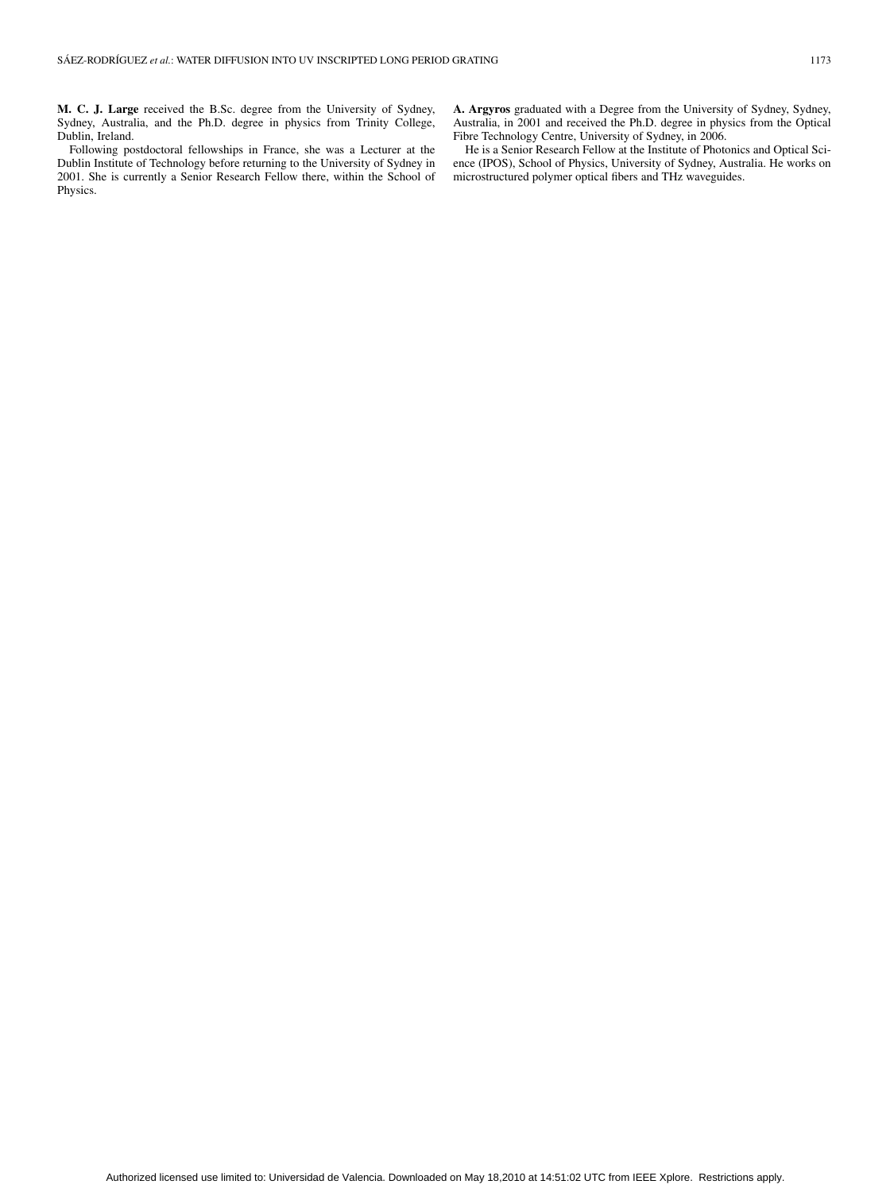**M. C. J. Large** received the B.Sc. degree from the University of Sydney, Sydney, Australia, and the Ph.D. degree in physics from Trinity College, Dublin, Ireland.

Following postdoctoral fellowships in France, she was a Lecturer at the Dublin Institute of Technology before returning to the University of Sydney in 2001. She is currently a Senior Research Fellow there, within the School of Physics.

**A. Argyros** graduated with a Degree from the University of Sydney, Sydney, Australia, in 2001 and received the Ph.D. degree in physics from the Optical Fibre Technology Centre, University of Sydney, in 2006.

He is a Senior Research Fellow at the Institute of Photonics and Optical Science (IPOS), School of Physics, University of Sydney, Australia. He works on microstructured polymer optical fibers and THz waveguides.